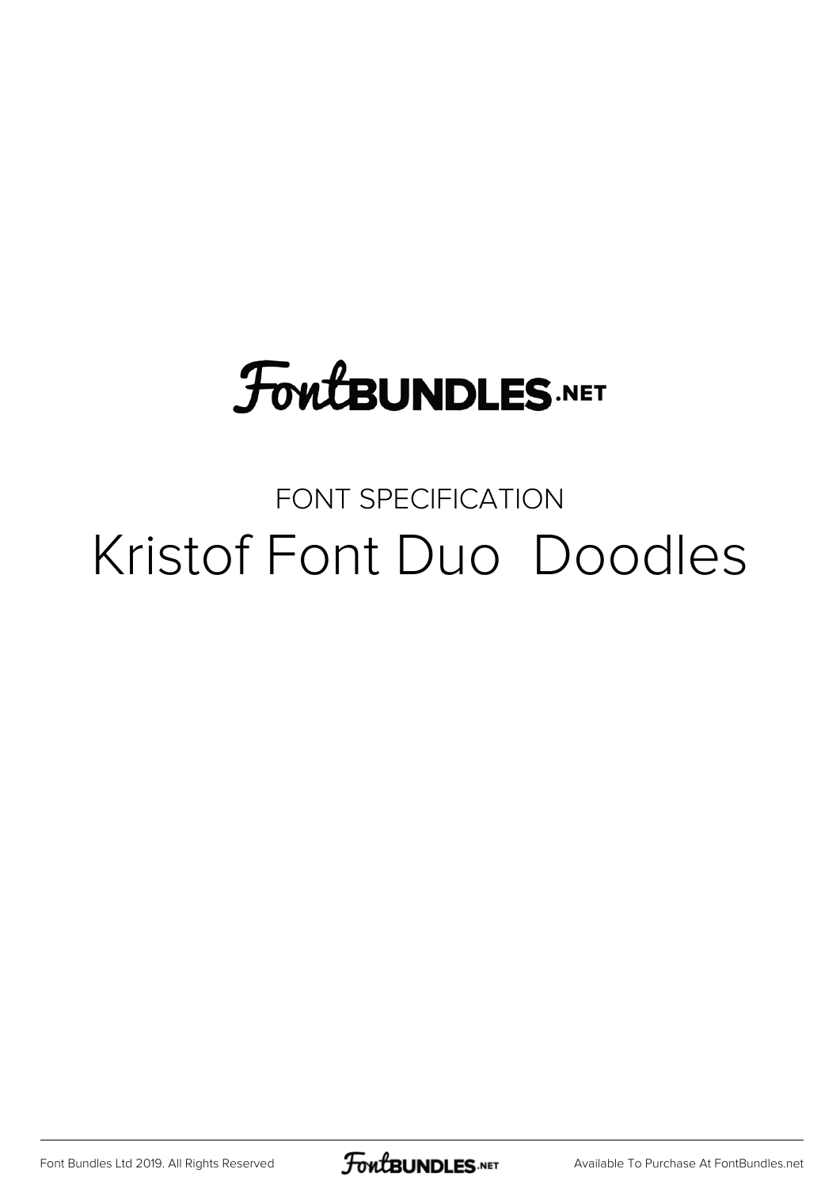# FontBUNDLES.NET

FONT SPECIFICATION

## Kristof Font Duo Doodles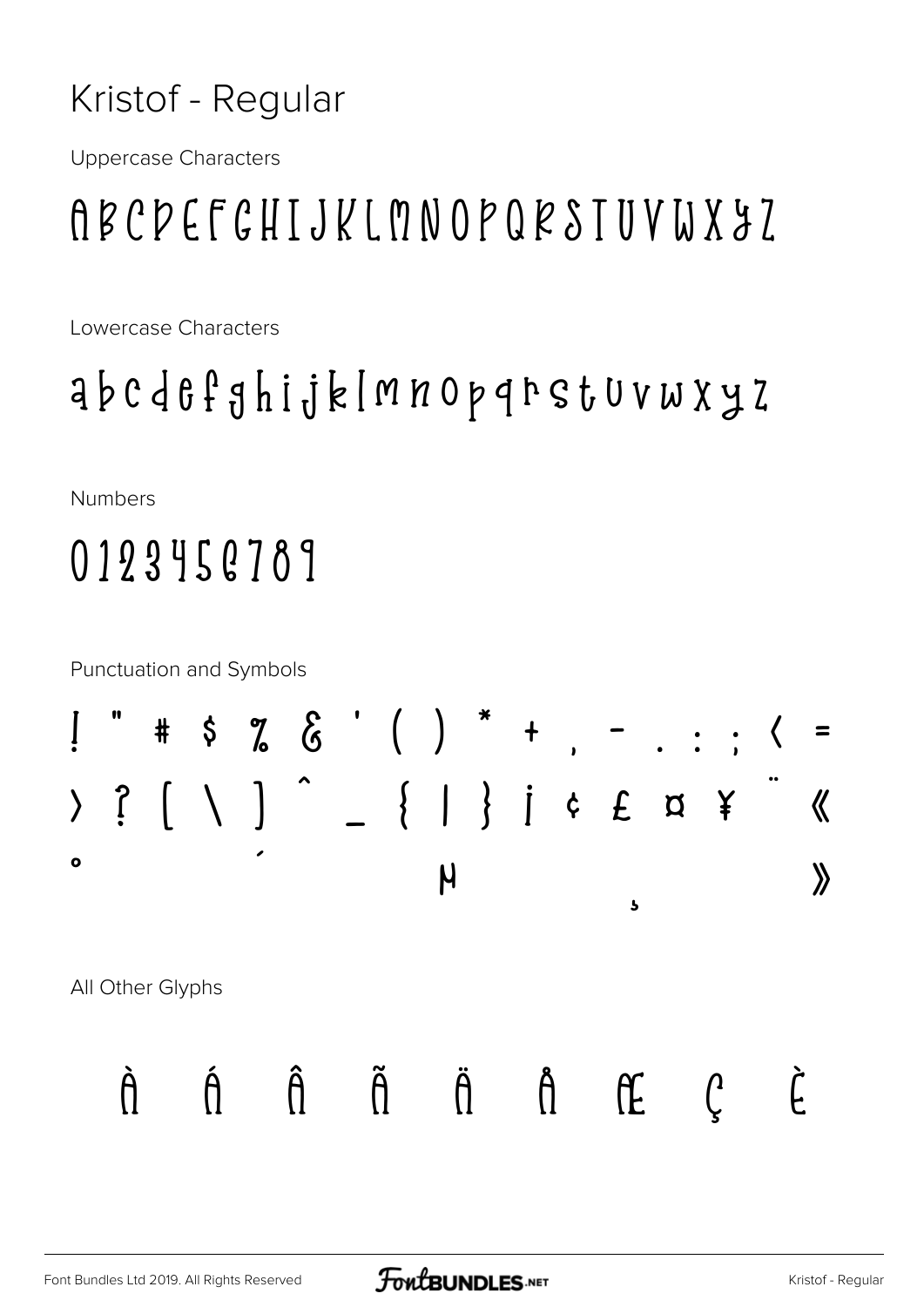# Kristof - Regular

Uppercase Characters

ABCDEFGHIJKLMNOPQRSTUVWXYZ

Lowercase Characters

abcdefghijklmnopqrstuvwxyz

Numbers

0123456789

Punctuation and Symbols

! " # $ % & ' ( ) * + , - . : ; < =
> ? [ \ ] ^ _ { | } ¡ ¢ £ ¤ ¥ ¨ «
° ´ µ ¸ »

All Other Glyphs

À Á Â Ã Ä Å Æ Ç È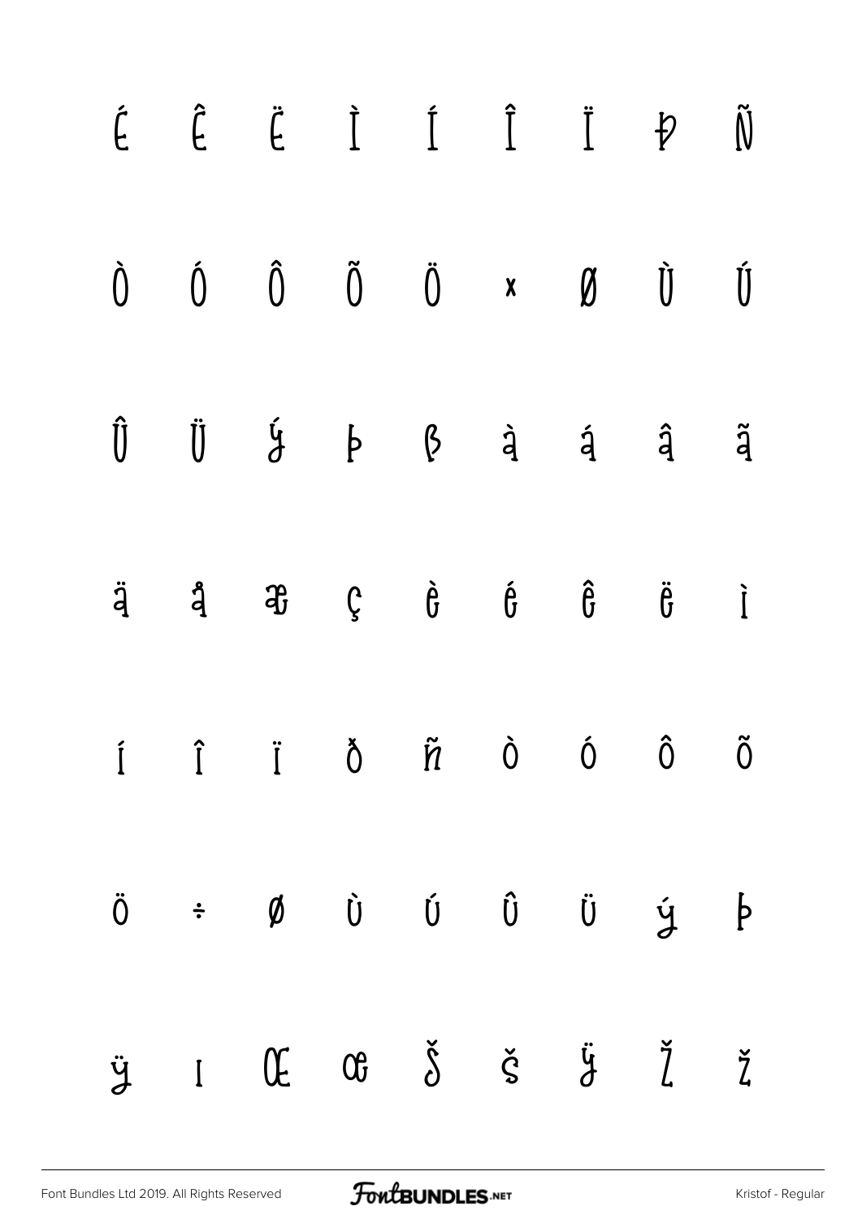É Ê Ë Ì Í Î Ï Đ Ñ

Ò Ó Ô Õ Ö × Ø Ù Ú

Û Ü Ý Þ ß à á â ã

ä å æ ç è é ê ë ì

í î ï ð ñ ò ó ô õ

ö ÷ ø ù ú û ü ý þ

ÿ ı Œ œ Š š Ÿ Ž ž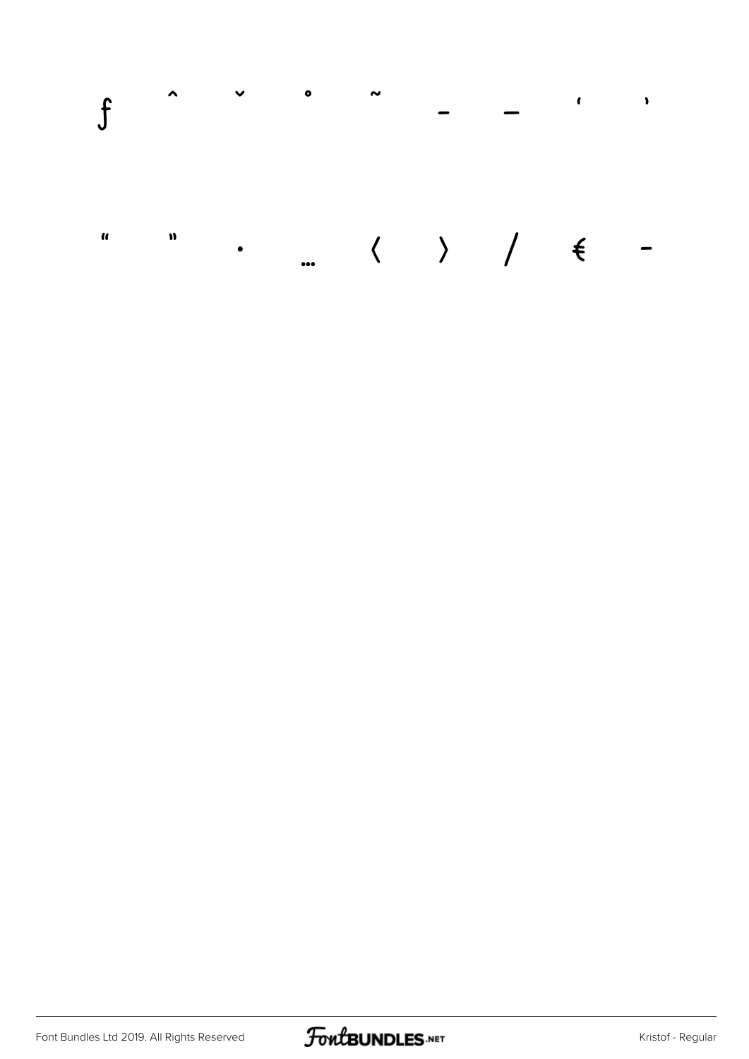ƒ ˆ ˇ ˚ ˜ – — ‘ ’

“ ” • … ‹ › ⁄ € −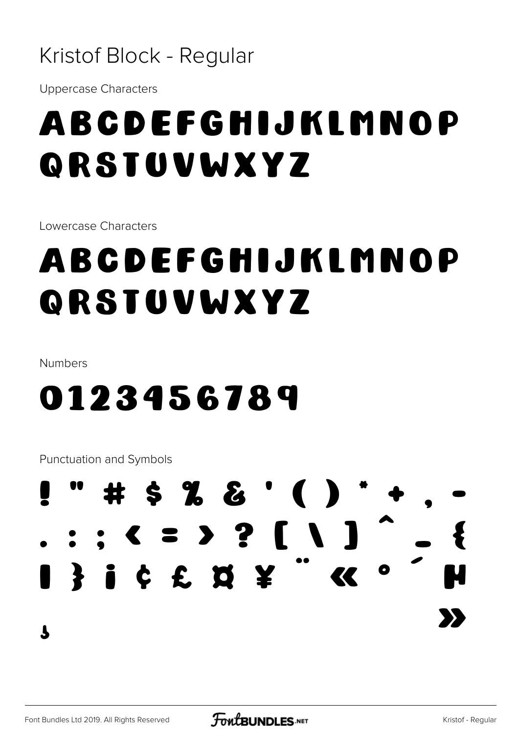# Kristof Block - Regular

Uppercase Characters

ABCDEFGHIJKLMNOP
QRSTUVWXYZ

Lowercase Characters

abcdefghijklmnop
qrstuvwxyz

Numbers

0123456789

Punctuation and Symbols

! " # $ % & ' ( ) * + , -
. : ; < = > ? [ \ ] ^ _ {
| } ¡ ¢ £ ¤ ¥ ¨ « ° ´ µ
¿ »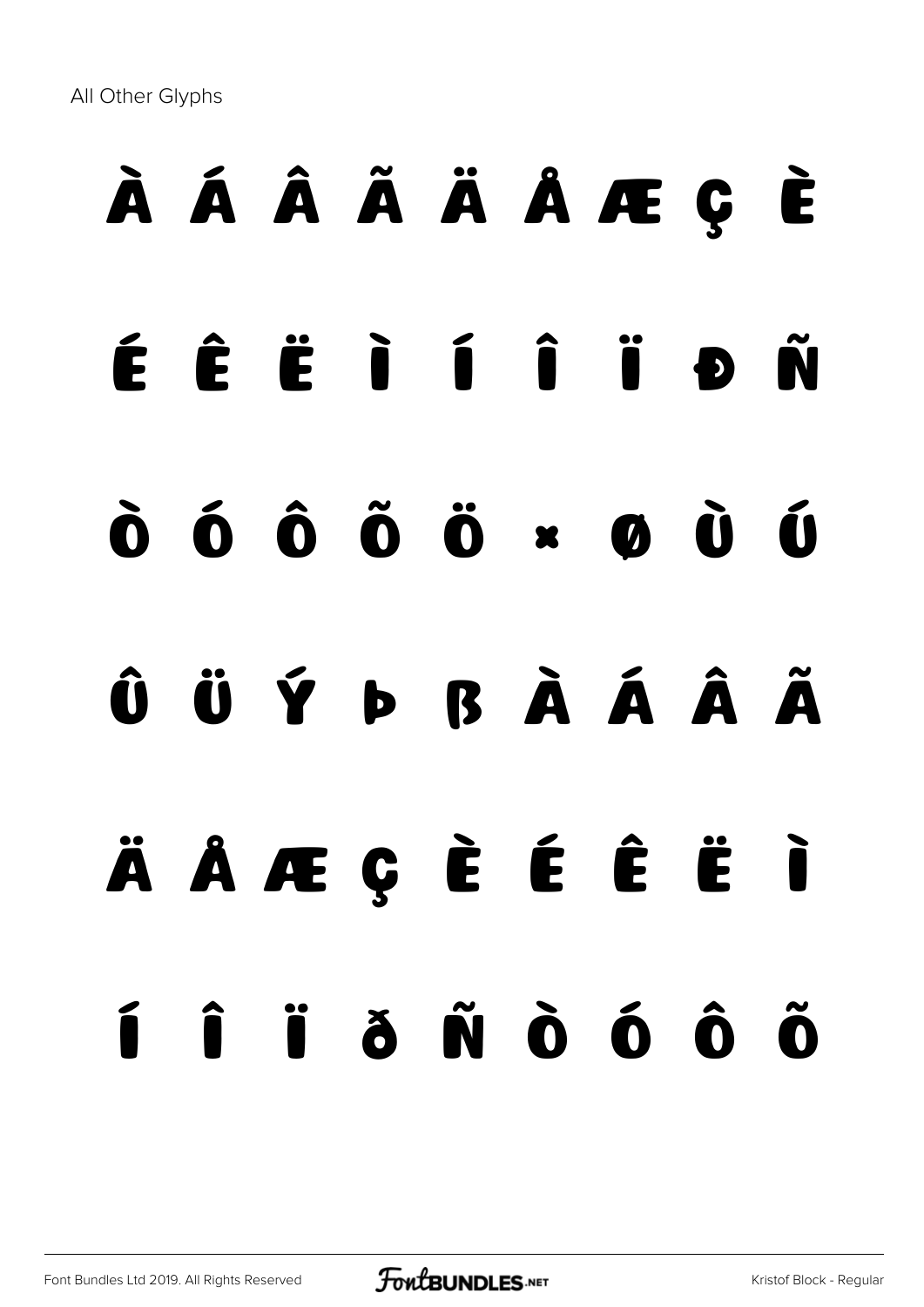All Other Glyphs

À Á Â Ã Ä Å Æ Ç È

É Ê Ë Ì Í Î Ï Ð Ñ

Ò Ó Ô Õ Ö × Ø Ù Ú

Û Ü Ý Þ ß à á â ã

ä å æ ç è é ê ë ì

í î ï ð ñ ò ó ô õ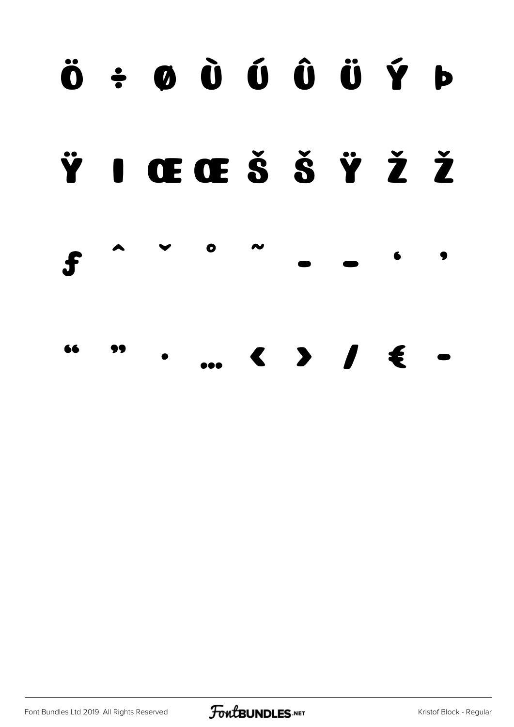Ö ÷ ø Ù Ú Û Ü Ý Þ

Ÿ ı Œ œ Š š Ÿ Ž ž

ƒ ˆ ˇ ˚ ˜ – — ‘ ’

“ ” • … ‹ › ⁄ € −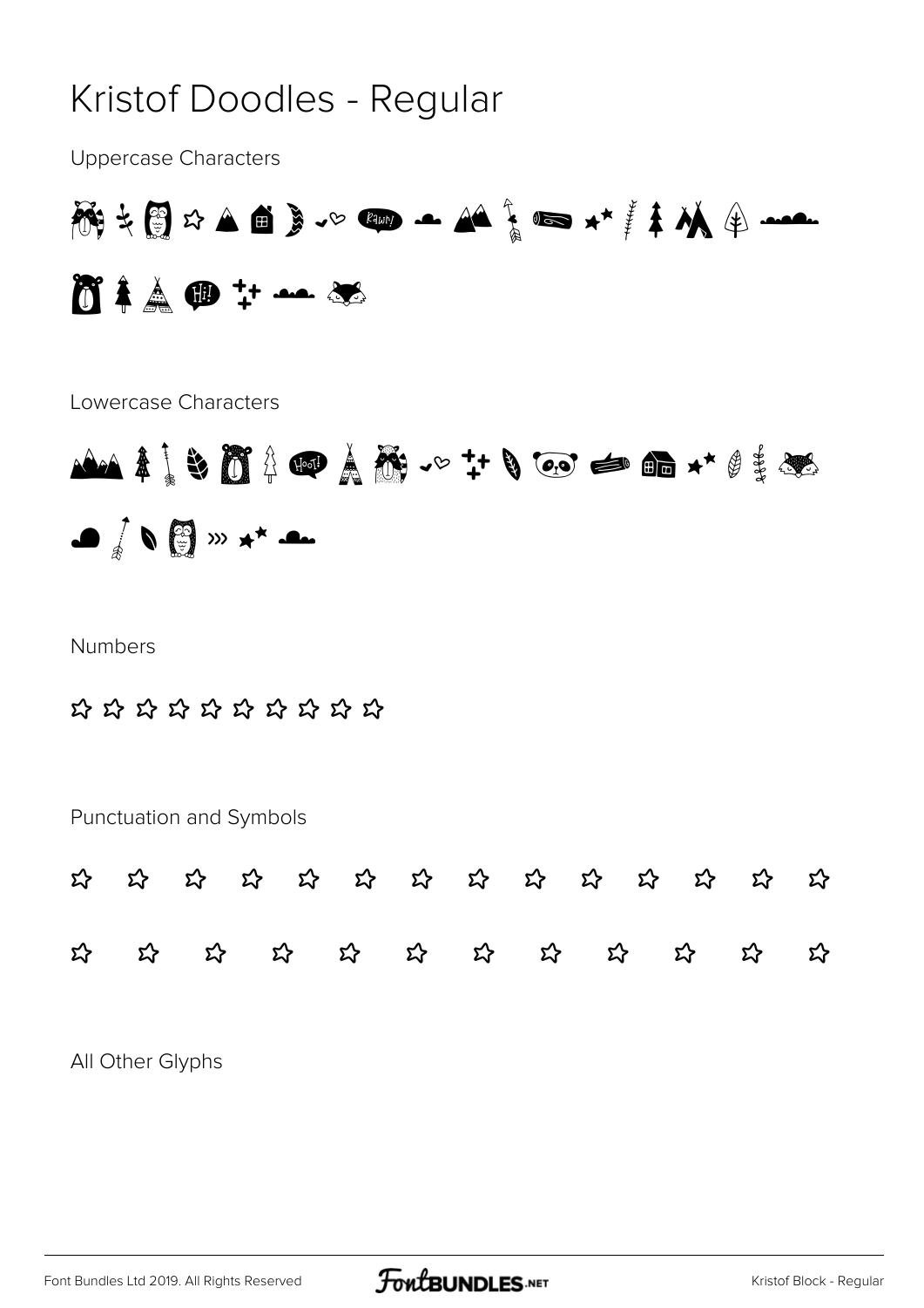# Kristof Doodles - Regular

Uppercase Characters

Lowercase Characters

Numbers

Punctuation and Symbols

All Other Glyphs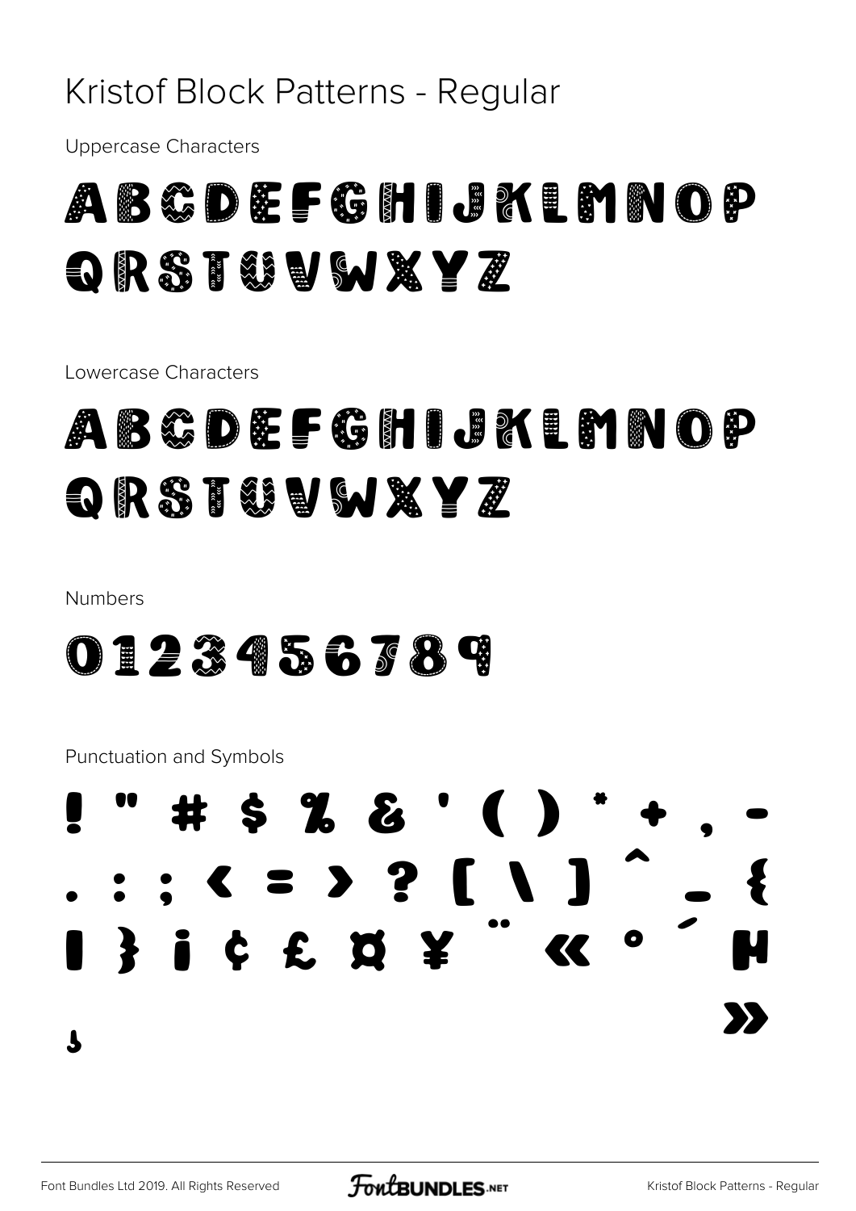# Kristof Block Patterns - Regular

Uppercase Characters

ABCDEFGHIJKLMNOP
QRSTUVWXYZ

Lowercase Characters

ABCDEFGHIJKLMNOP
QRSTUVWXYZ

Numbers

0123456789

Punctuation and Symbols

! " # $ % & ' ( ) * + , -
. : ; < = > ? [ \ ] ^ _ {
| } ¡ ¢ £ ¤ ¥ ¨ « ° ´ µ
» ¿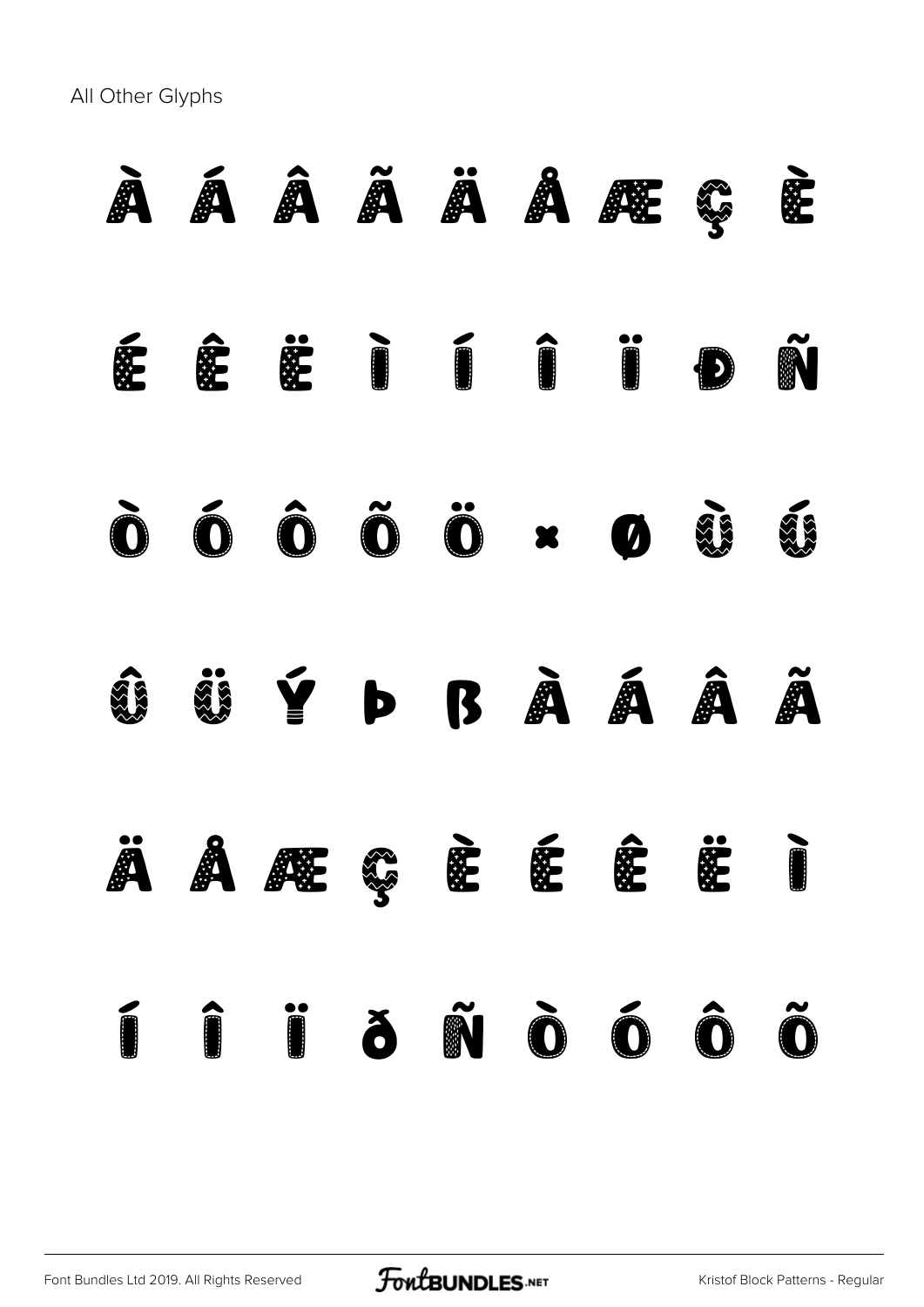All Other Glyphs

À Á Â Ã Ä Å Æ Ç È

É Ê Ë Ì Í Î Ï Ð Ñ

Ò Ó Ô Õ Ö × Ø Ù Ú

Û Ü Ý Þ ß à á â ã

ä å æ ç è é ê ë ì

í î ï ð ñ ò ó ô õ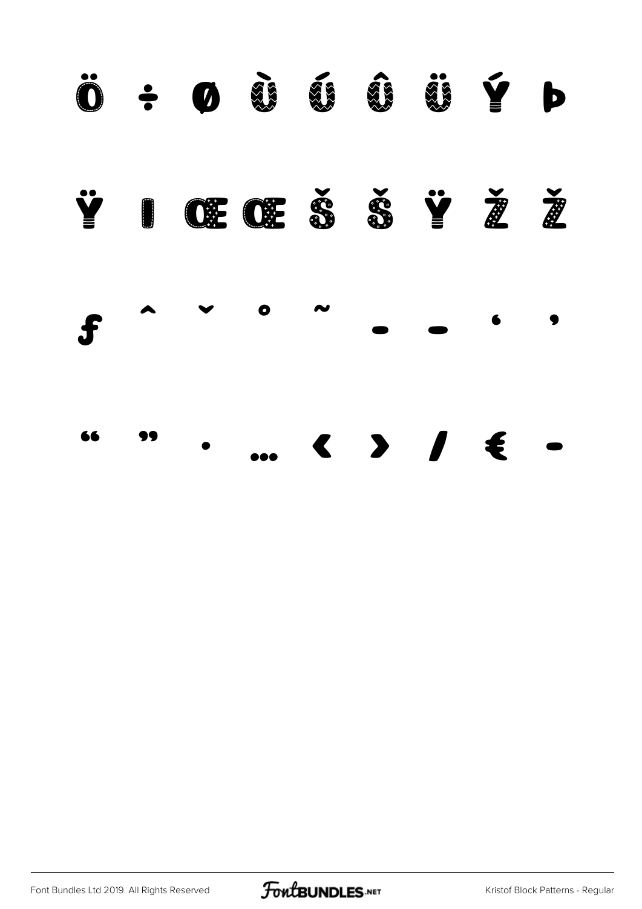Ö ÷ Ø Ù Ú Û Ü Ý Þ

Ÿ ı Œ œ Š š Ÿ Ž ž

ƒ ˆ ˇ ˚ ˜ – — ‘ ’

“ ” • … ‹ › ⁄ € -